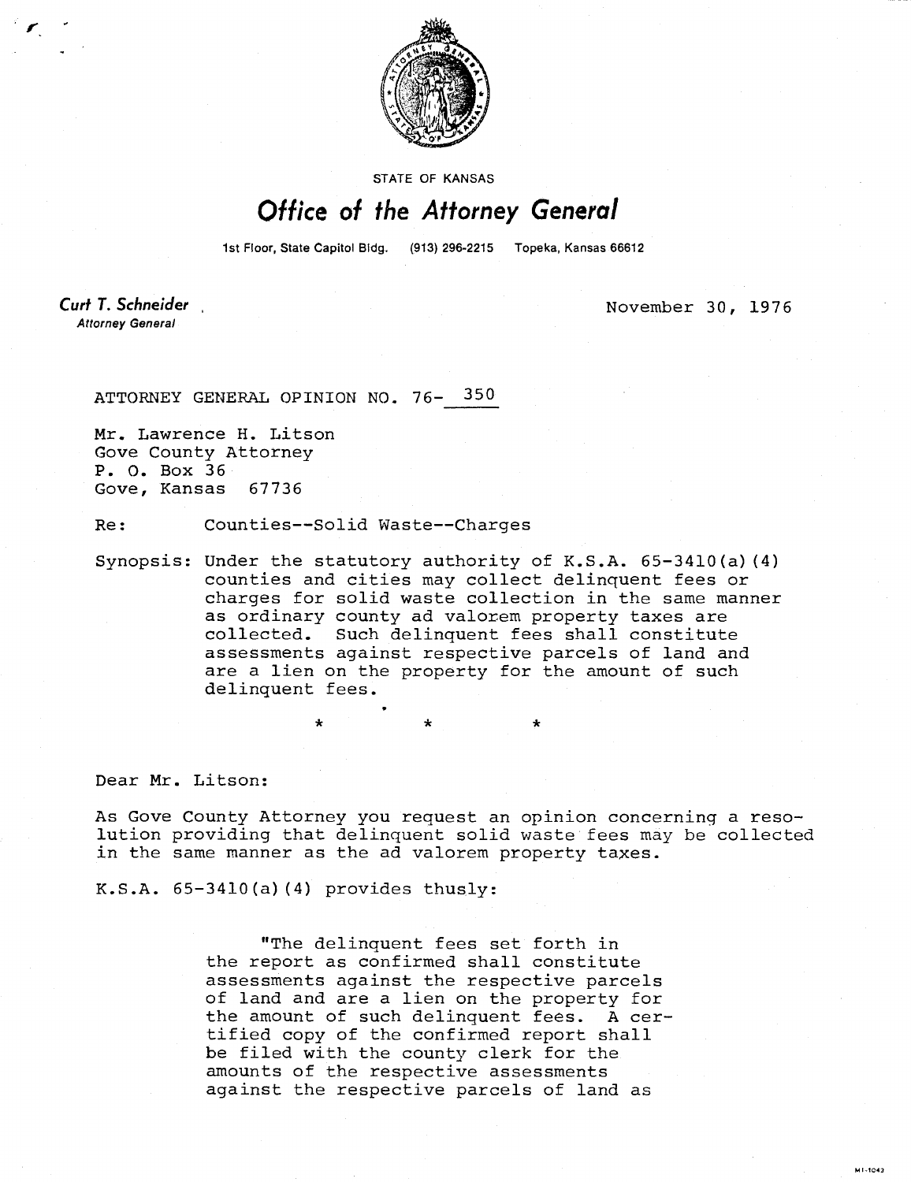STATE OF KANSAS

# Office of the Attorney General

1st Floor, State Capitol Bldg. (913) 296-2215 Topeka, Kansas 66612

**Curt T. Schneider**
*Attorney General*

November 30, 1976

ATTORNEY GENERAL OPINION NO. 76- 350

Mr. Lawrence H. Litson
Gove County Attorney
P. O. Box 36
Gove, Kansas 67736

Re: Counties--Solid Waste--Charges

Synopsis: Under the statutory authority of K.S.A. 65-3410(a)(4) counties and cities may collect delinquent fees or charges for solid waste collection in the same manner as ordinary county ad valorem property taxes are collected. Such delinquent fees shall constitute assessments against respective parcels of land and are a lien on the property for the amount of such delinquent fees.

\* \* \*

Dear Mr. Litson:

As Gove County Attorney you request an opinion concerning a resolution providing that delinquent solid waste fees may be collected in the same manner as the ad valorem property taxes.

K.S.A. 65-3410(a)(4) provides thusly:

> "The delinquent fees set forth in the report as confirmed shall constitute assessments against the respective parcels of land and are a lien on the property for the amount of such delinquent fees. A certified copy of the confirmed report shall be filed with the county clerk for the amounts of the respective assessments against the respective parcels of land as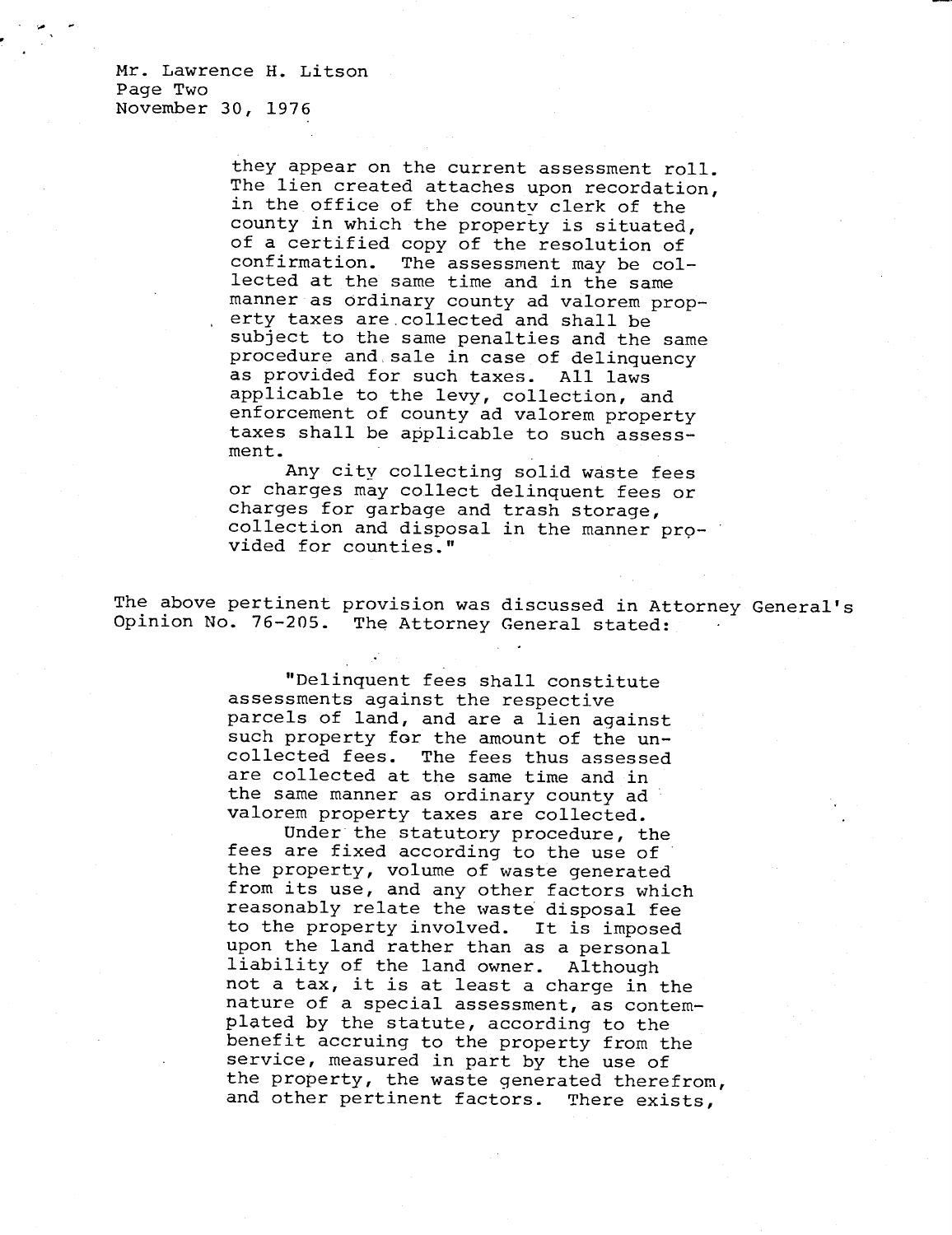they appear on the current assessment roll. The lien created attaches upon recordation, in the office of the county clerk of the county in which the property is situated, of a certified copy of the resolution of confirmation. The assessment may be collected at the same time and in the same manner as ordinary county ad valorem property taxes are collected and shall be subject to the same penalties and the same procedure and sale in case of delinquency as provided for such taxes. All laws applicable to the levy, collection, and enforcement of county ad valorem property taxes shall be applicable to such assessment.

Any city collecting solid waste fees or charges may collect delinquent fees or charges for garbage and trash storage, collection and disposal in the manner provided for counties."

The above pertinent provision was discussed in Attorney General's Opinion No. 76-205. The Attorney General stated:

> "Delinquent fees shall constitute assessments against the respective parcels of land, and are a lien against such property for the amount of the uncollected fees. The fees thus assessed are collected at the same time and in the same manner as ordinary county ad valorem property taxes are collected.
>
> Under the statutory procedure, the fees are fixed according to the use of the property, volume of waste generated from its use, and any other factors which reasonably relate the waste disposal fee to the property involved. It is imposed upon the land rather than as a personal liability of the land owner. Although not a tax, it is at least a charge in the nature of a special assessment, as contemplated by the statute, according to the benefit accruing to the property from the service, measured in part by the use of the property, the waste generated therefrom, and other pertinent factors. There exists,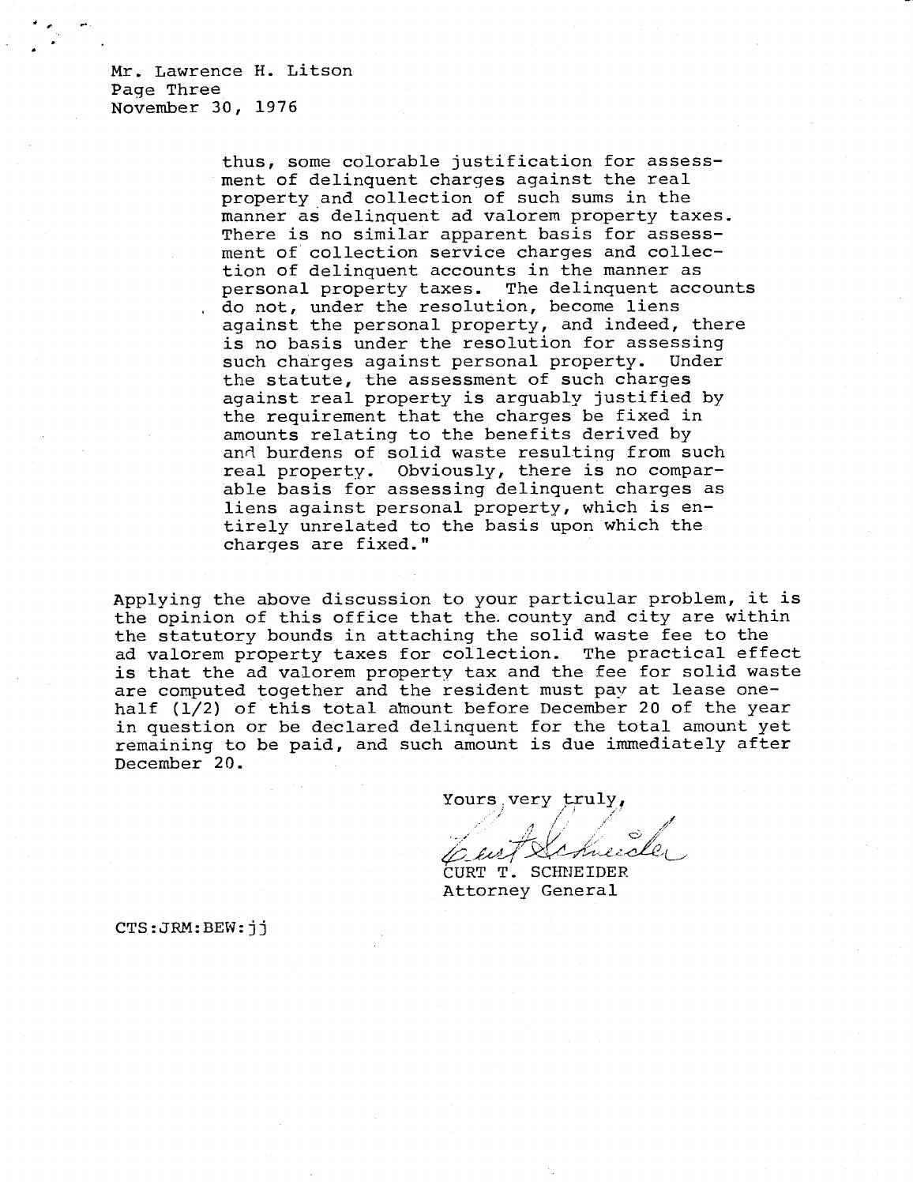thus, some colorable justification for assessment of delinquent charges against the real property and collection of such sums in the manner as delinquent ad valorem property taxes. There is no similar apparent basis for assessment of collection service charges and collection of delinquent accounts in the manner as personal property taxes. The delinquent accounts do not, under the resolution, become liens against the personal property, and indeed, there is no basis under the resolution for assessing such charges against personal property. Under the statute, the assessment of such charges against real property is arguably justified by the requirement that the charges be fixed in amounts relating to the benefits derived by and burdens of solid waste resulting from such real property. Obviously, there is no comparable basis for assessing delinquent charges as liens against personal property, which is entirely unrelated to the basis upon which the charges are fixed."

Applying the above discussion to your particular problem, it is the opinion of this office that the county and city are within the statutory bounds in attaching the solid waste fee to the ad valorem property taxes for collection. The practical effect is that the ad valorem property tax and the fee for solid waste are computed together and the resident must pay at lease one-half (1/2) of this total amount before December 20 of the year in question or be declared delinquent for the total amount yet remaining to be paid, and such amount is due immediately after December 20.

Yours very truly,

CURT T. SCHNEIDER
Attorney General

CTS:JRM:BEW:jj